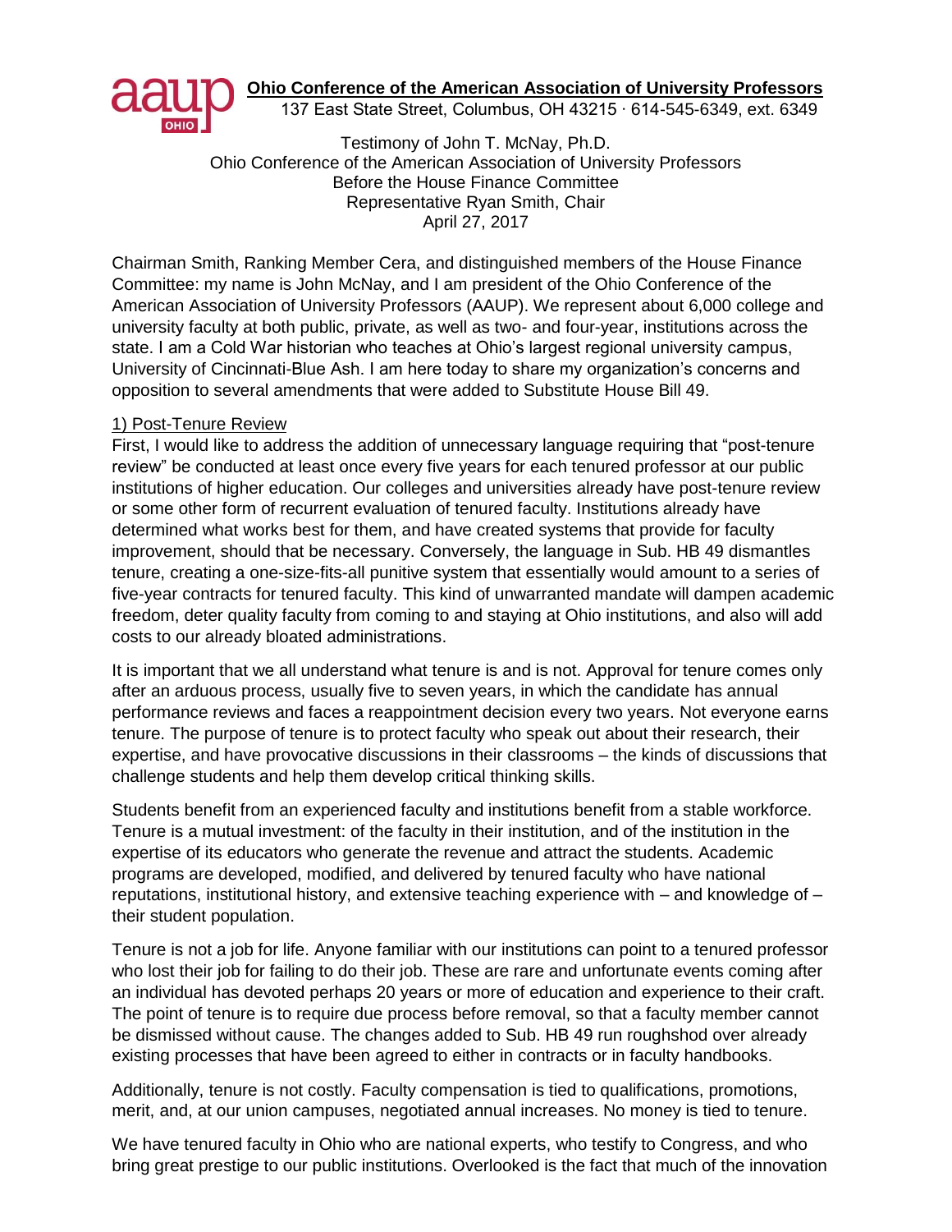**Ohio Conference of the American Association of University Professors**
137 East State Street, Columbus, OH 43215 · 614-545-6349, ext. 6349

Testimony of John T. McNay, Ph.D.
Ohio Conference of the American Association of University Professors
Before the House Finance Committee
Representative Ryan Smith, Chair
April 27, 2017

Chairman Smith, Ranking Member Cera, and distinguished members of the House Finance Committee: my name is John McNay, and I am president of the Ohio Conference of the American Association of University Professors (AAUP). We represent about 6,000 college and university faculty at both public, private, as well as two- and four-year, institutions across the state. I am a Cold War historian who teaches at Ohio's largest regional university campus, University of Cincinnati-Blue Ash. I am here today to share my organization's concerns and opposition to several amendments that were added to Substitute House Bill 49.

## 1) Post-Tenure Review

First, I would like to address the addition of unnecessary language requiring that "post-tenure review" be conducted at least once every five years for each tenured professor at our public institutions of higher education. Our colleges and universities already have post-tenure review or some other form of recurrent evaluation of tenured faculty. Institutions already have determined what works best for them, and have created systems that provide for faculty improvement, should that be necessary. Conversely, the language in Sub. HB 49 dismantles tenure, creating a one-size-fits-all punitive system that essentially would amount to a series of five-year contracts for tenured faculty. This kind of unwarranted mandate will dampen academic freedom, deter quality faculty from coming to and staying at Ohio institutions, and also will add costs to our already bloated administrations.

It is important that we all understand what tenure is and is not. Approval for tenure comes only after an arduous process, usually five to seven years, in which the candidate has annual performance reviews and faces a reappointment decision every two years. Not everyone earns tenure. The purpose of tenure is to protect faculty who speak out about their research, their expertise, and have provocative discussions in their classrooms – the kinds of discussions that challenge students and help them develop critical thinking skills.

Students benefit from an experienced faculty and institutions benefit from a stable workforce. Tenure is a mutual investment: of the faculty in their institution, and of the institution in the expertise of its educators who generate the revenue and attract the students. Academic programs are developed, modified, and delivered by tenured faculty who have national reputations, institutional history, and extensive teaching experience with – and knowledge of – their student population.

Tenure is not a job for life. Anyone familiar with our institutions can point to a tenured professor who lost their job for failing to do their job. These are rare and unfortunate events coming after an individual has devoted perhaps 20 years or more of education and experience to their craft. The point of tenure is to require due process before removal, so that a faculty member cannot be dismissed without cause. The changes added to Sub. HB 49 run roughshod over already existing processes that have been agreed to either in contracts or in faculty handbooks.

Additionally, tenure is not costly. Faculty compensation is tied to qualifications, promotions, merit, and, at our union campuses, negotiated annual increases. No money is tied to tenure.

We have tenured faculty in Ohio who are national experts, who testify to Congress, and who bring great prestige to our public institutions. Overlooked is the fact that much of the innovation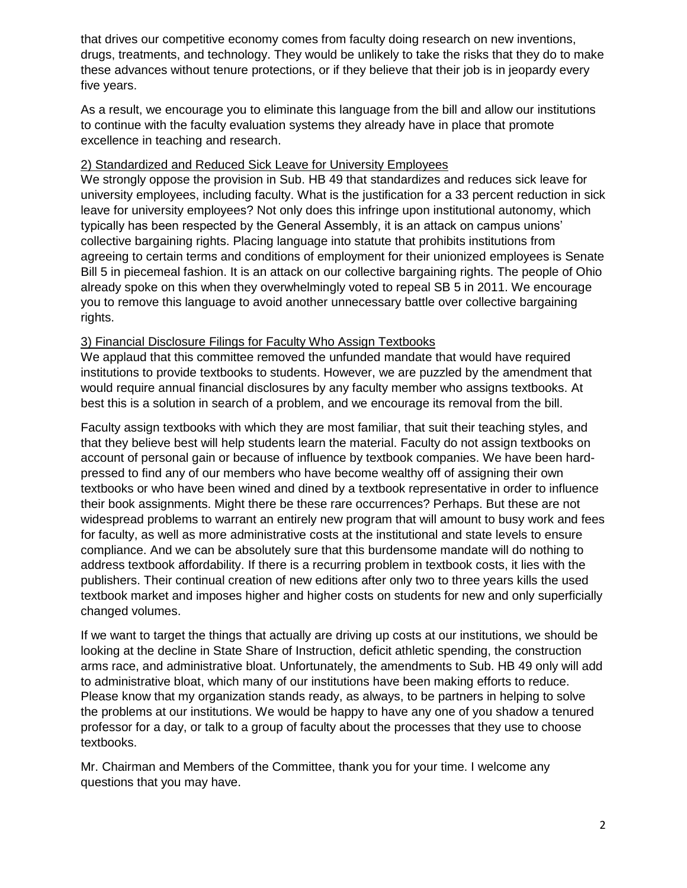that drives our competitive economy comes from faculty doing research on new inventions, drugs, treatments, and technology. They would be unlikely to take the risks that they do to make these advances without tenure protections, or if they believe that their job is in jeopardy every five years.

As a result, we encourage you to eliminate this language from the bill and allow our institutions to continue with the faculty evaluation systems they already have in place that promote excellence in teaching and research.

<u>2) Standardized and Reduced Sick Leave for University Employees</u>

We strongly oppose the provision in Sub. HB 49 that standardizes and reduces sick leave for university employees, including faculty. What is the justification for a 33 percent reduction in sick leave for university employees? Not only does this infringe upon institutional autonomy, which typically has been respected by the General Assembly, it is an attack on campus unions' collective bargaining rights. Placing language into statute that prohibits institutions from agreeing to certain terms and conditions of employment for their unionized employees is Senate Bill 5 in piecemeal fashion. It is an attack on our collective bargaining rights. The people of Ohio already spoke on this when they overwhelmingly voted to repeal SB 5 in 2011. We encourage you to remove this language to avoid another unnecessary battle over collective bargaining rights.

<u>3) Financial Disclosure Filings for Faculty Who Assign Textbooks</u>

We applaud that this committee removed the unfunded mandate that would have required institutions to provide textbooks to students. However, we are puzzled by the amendment that would require annual financial disclosures by any faculty member who assigns textbooks. At best this is a solution in search of a problem, and we encourage its removal from the bill.

Faculty assign textbooks with which they are most familiar, that suit their teaching styles, and that they believe best will help students learn the material. Faculty do not assign textbooks on account of personal gain or because of influence by textbook companies. We have been hard-pressed to find any of our members who have become wealthy off of assigning their own textbooks or who have been wined and dined by a textbook representative in order to influence their book assignments. Might there be these rare occurrences? Perhaps. But these are not widespread problems to warrant an entirely new program that will amount to busy work and fees for faculty, as well as more administrative costs at the institutional and state levels to ensure compliance. And we can be absolutely sure that this burdensome mandate will do nothing to address textbook affordability. If there is a recurring problem in textbook costs, it lies with the publishers. Their continual creation of new editions after only two to three years kills the used textbook market and imposes higher and higher costs on students for new and only superficially changed volumes.

If we want to target the things that actually are driving up costs at our institutions, we should be looking at the decline in State Share of Instruction, deficit athletic spending, the construction arms race, and administrative bloat. Unfortunately, the amendments to Sub. HB 49 only will add to administrative bloat, which many of our institutions have been making efforts to reduce. Please know that my organization stands ready, as always, to be partners in helping to solve the problems at our institutions. We would be happy to have any one of you shadow a tenured professor for a day, or talk to a group of faculty about the processes that they use to choose textbooks.

Mr. Chairman and Members of the Committee, thank you for your time. I welcome any questions that you may have.